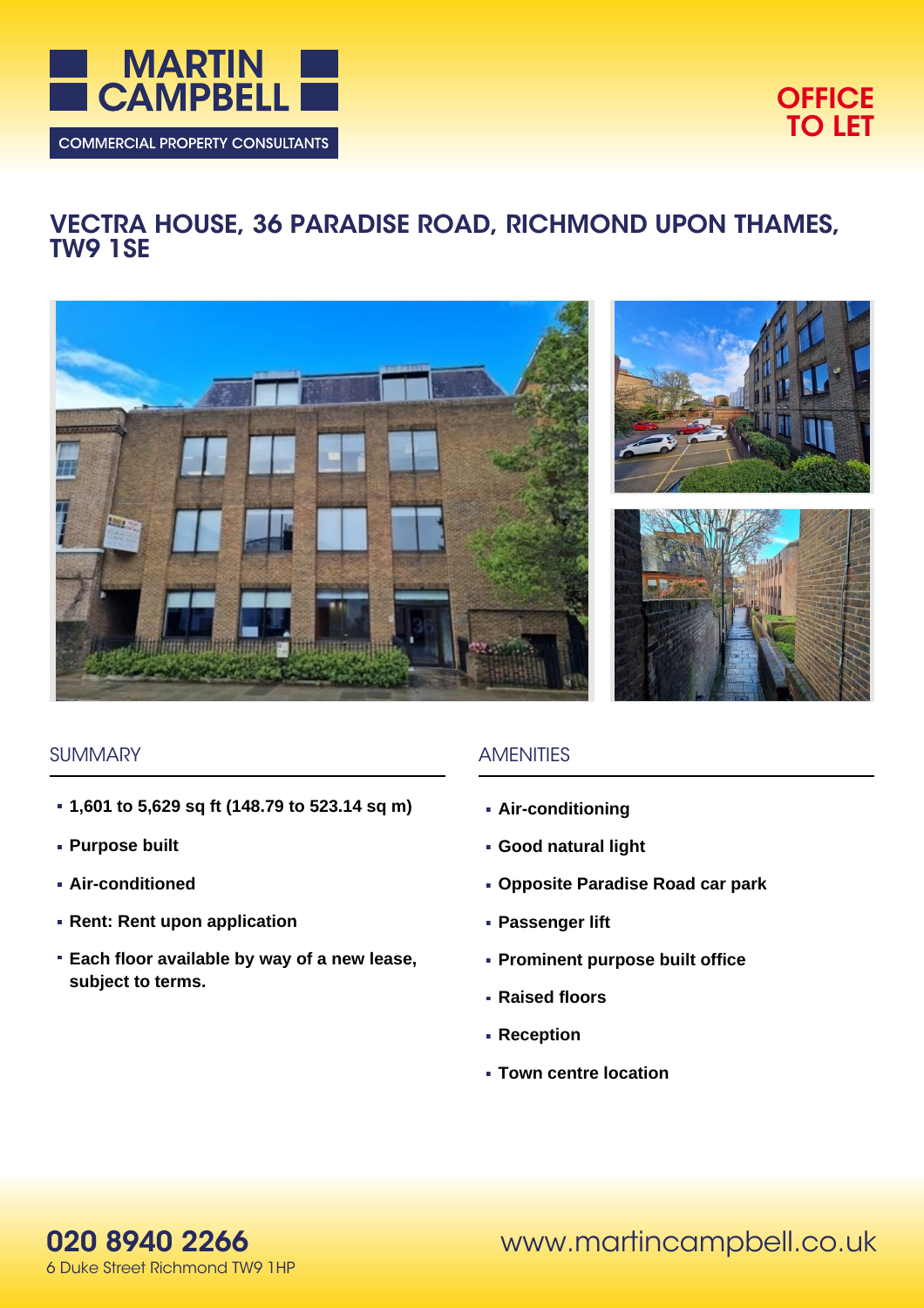MARTIN CAMPBELL

COMMERCIAL PROPERTY CONSULTANTS

**OFFICE TO LET**

# VECTRA HOUSE, 36 PARADISE ROAD, RICHMOND UPON THAMES, TW9 1SE

## SUMMARY

- **1,601 to 5,629 sq ft (148.79 to 523.14 sq m)**
- **Purpose built**
- **Air-conditioned**
- **Rent: Rent upon application**
- **Each floor available by way of a new lease, subject to terms.**

## AMENITIES

- **Air-conditioning**
- **Good natural light**
- **Opposite Paradise Road car park**
- **Passenger lift**
- **Prominent purpose built office**
- **Raised floors**
- **Reception**
- **Town centre location**

**020 8940 2266**
6 Duke Street Richmond TW9 1HP

www.martincampbell.co.uk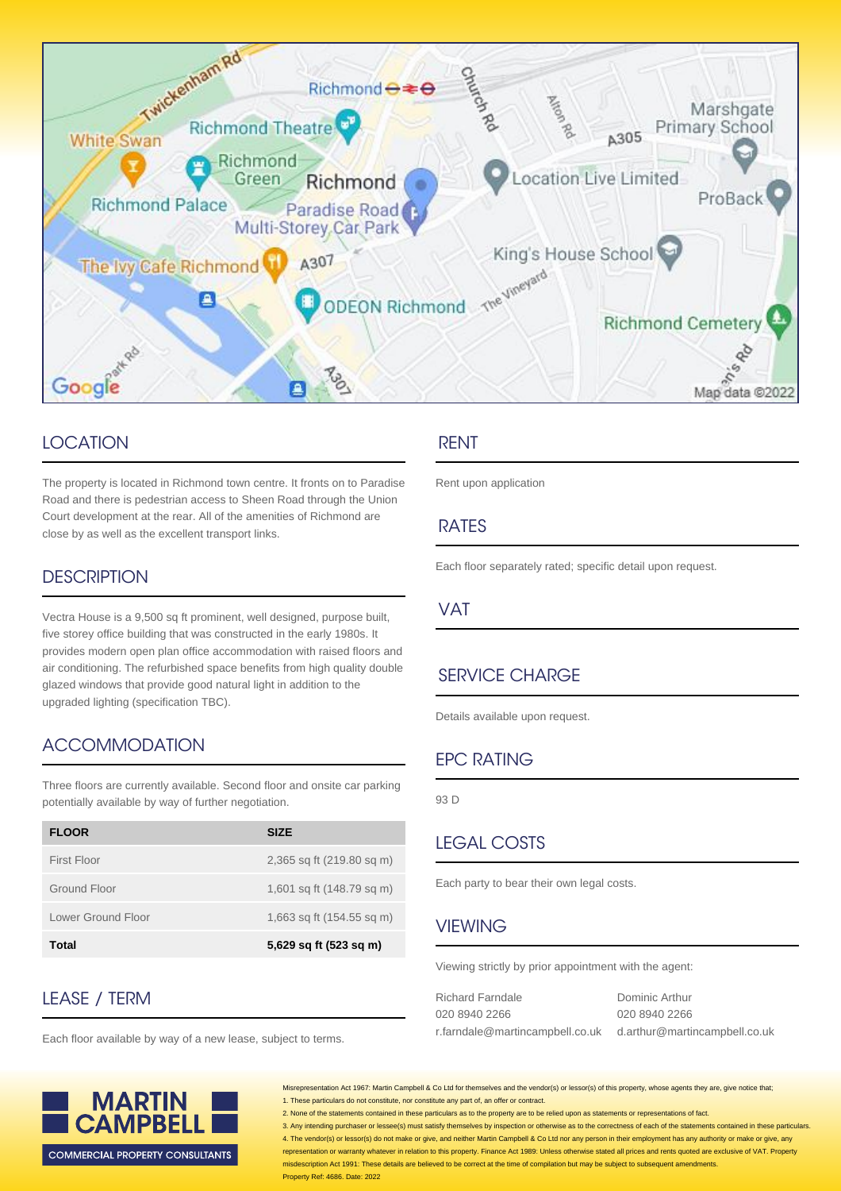## LOCATION

The property is located in Richmond town centre. It fronts on to Paradise Road and there is pedestrian access to Sheen Road through the Union Court development at the rear. All of the amenities of Richmond are close by as well as the excellent transport links.

## DESCRIPTION

Vectra House is a 9,500 sq ft prominent, well designed, purpose built, five storey office building that was constructed in the early 1980s. It provides modern open plan office accommodation with raised floors and air conditioning. The refurbished space benefits from high quality double glazed windows that provide good natural light in addition to the upgraded lighting (specification TBC).

## ACCOMMODATION

Three floors are currently available. Second floor and onsite car parking potentially available by way of further negotiation.

| FLOOR | SIZE |
|---|---|
| First Floor | 2,365 sq ft (219.80 sq m) |
| Ground Floor | 1,601 sq ft (148.79 sq m) |
| Lower Ground Floor | 1,663 sq ft (154.55 sq m) |
| **Total** | **5,629 sq ft (523 sq m)** |

## LEASE / TERM

Each floor available by way of a new lease, subject to terms.

## RENT

Rent upon application

## RATES

Each floor separately rated; specific detail upon request.

## VAT

## SERVICE CHARGE

Details available upon request.

## EPC RATING

93 D

## LEGAL COSTS

Each party to bear their own legal costs.

## VIEWING

Viewing strictly by prior appointment with the agent:

Richard Farndale
020 8940 2266
r.farndale@martincampbell.co.uk

Dominic Arthur
020 8940 2266
d.arthur@martincampbell.co.uk

**MARTIN CAMPBELL**
COMMERCIAL PROPERTY CONSULTANTS

Misrepresentation Act 1967: Martin Campbell & Co Ltd for themselves and the vendor(s) or lessor(s) of this property, whose agents they are, give notice that;
1. These particulars do not constitute, nor constitute any part of, an offer or contract.
2. None of the statements contained in these particulars as to the property are to be relied upon as statements or representations of fact.
3. Any intending purchaser or lessee(s) must satisfy themselves by inspection or otherwise as to the correctness of each of the statements contained in these particulars.
4. The vendor(s) or lessor(s) do not make or give, and neither Martin Campbell & Co Ltd nor any person in their employment has any authority to make or give, any representation or warranty whatever in relation to this property. Finance Act 1989: Unless otherwise stated all prices and rents quoted are exclusive of VAT. Property misdescription Act 1991: These details are believed to be correct at the time of compilation but may be subject to subsequent amendments.
Property Ref: 4686. Date: 2022